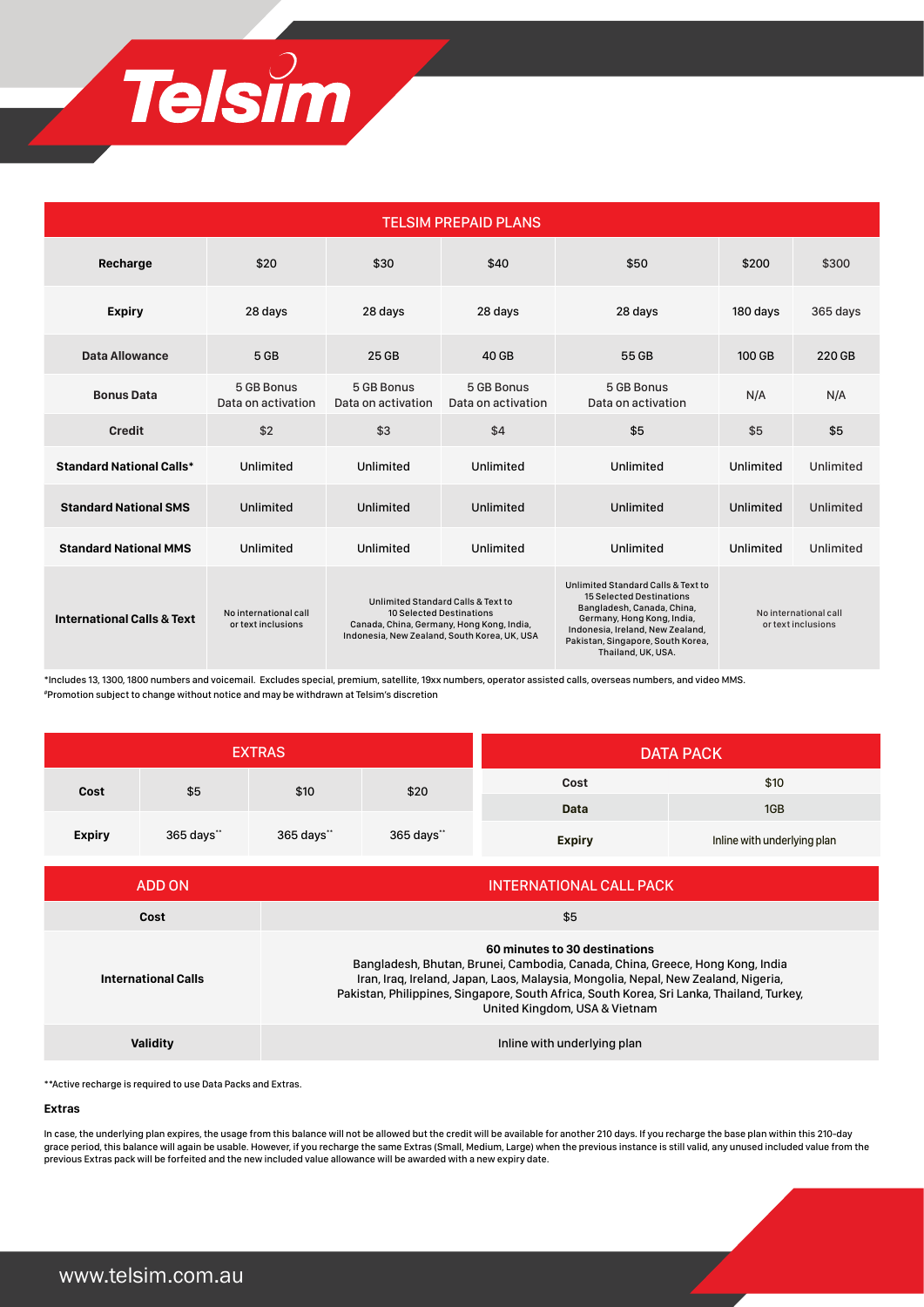# Telsim

| TELSIM PREPAID PLANS | | | | | | |
|---|---|---|---|---|---|---|
| **Recharge** | $20 | $30 | $40 | $50 | $200 | $300 |
| **Expiry** | 28 days | 28 days | 28 days | 28 days | 180 days | 365 days |
| **Data Allowance** | 5 GB | 25 GB | 40 GB | 55 GB | 100 GB | 220 GB |
| **Bonus Data** | 5 GB Bonus Data on activation | 5 GB Bonus Data on activation | 5 GB Bonus Data on activation | 5 GB Bonus Data on activation | N/A | N/A |
| **Credit** | $2 | $3 | $4 | $5 | $5 | $5 |
| **Standard National Calls*** | Unlimited | Unlimited | Unlimited | Unlimited | Unlimited | Unlimited |
| **Standard National SMS** | Unlimited | Unlimited | Unlimited | Unlimited | Unlimited | Unlimited |
| **Standard National MMS** | Unlimited | Unlimited | Unlimited | Unlimited | Unlimited | Unlimited |
| **International Calls & Text** | No international call or text inclusions | Unlimited Standard Calls & Text to 10 Selected Destinations Canada, China, Germany, Hong Kong, India, Indonesia, New Zealand, South Korea, UK, USA | | Unlimited Standard Calls & Text to 15 Selected Destinations Bangladesh, Canada, China, Germany, Hong Kong, India, Indonesia, Ireland, New Zealand, Pakistan, Singapore, South Korea, Thailand, UK, USA. | No international call or text inclusions | |

*Includes 13, 1300, 1800 numbers and voicemail. Excludes special, premium, satellite, 19xx numbers, operator assisted calls, overseas numbers, and video MMS.
#Promotion subject to change without notice and may be withdrawn at Telsim's discretion

| EXTRAS | | | |
|---|---|---|---|
| **Cost** | $5 | $10 | $20 |
| **Expiry** | 365 days** | 365 days** | 365 days** |

| DATA PACK | |
|---|---|
| **Cost** | $10 |
| **Data** | 1GB |
| **Expiry** | Inline with underlying plan |

| ADD ON | INTERNATIONAL CALL PACK |
|---|---|
| **Cost** | $5 |
| **International Calls** | **60 minutes to 30 destinations** Bangladesh, Bhutan, Brunei, Cambodia, Canada, China, Greece, Hong Kong, India Iran, Iraq, Ireland, Japan, Laos, Malaysia, Mongolia, Nepal, New Zealand, Nigeria, Pakistan, Philippines, Singapore, South Africa, South Korea, Sri Lanka, Thailand, Turkey, United Kingdom, USA & Vietnam |
| **Validity** | Inline with underlying plan |

**Active recharge is required to use Data Packs and Extras.

**Extras**

In case, the underlying plan expires, the usage from this balance will not be allowed but the credit will be available for another 210 days. If you recharge the base plan within this 210-day grace period, this balance will again be usable. However, if you recharge the same Extras (Small, Medium, Large) when the previous instance is still valid, any unused included value from the previous Extras pack will be forfeited and the new included value allowance will be awarded with a new expiry date.

www.telsim.com.au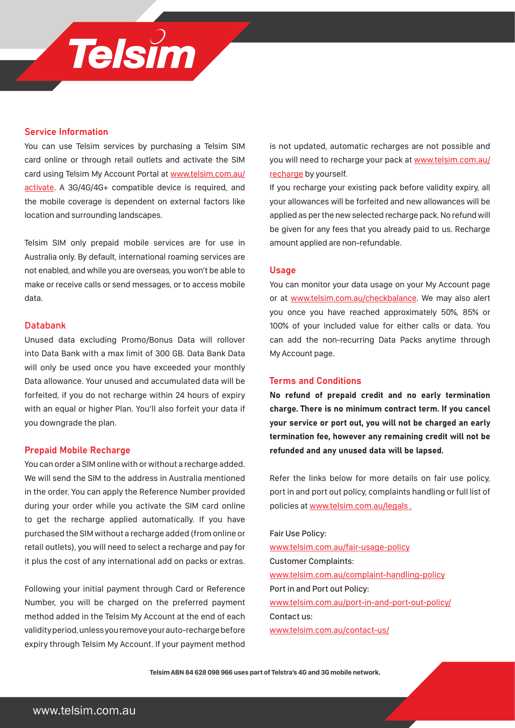## Service Information

You can use Telsim services by purchasing a Telsim SIM card online or through retail outlets and activate the SIM card using Telsim My Account Portal at www.telsim.com.au/activate. A 3G/4G/4G+ compatible device is required, and the mobile coverage is dependent on external factors like location and surrounding landscapes.

Telsim SIM only prepaid mobile services are for use in Australia only. By default, international roaming services are not enabled, and while you are overseas, you won't be able to make or receive calls or send messages, or to access mobile data.

## Databank

Unused data excluding Promo/Bonus Data will rollover into Data Bank with a max limit of 300 GB. Data Bank Data will only be used once you have exceeded your monthly Data allowance. Your unused and accumulated data will be forfeited, if you do not recharge within 24 hours of expiry with an equal or higher Plan. You'll also forfeit your data if you downgrade the plan.

## Prepaid Mobile Recharge

You can order a SIM online with or without a recharge added. We will send the SIM to the address in Australia mentioned in the order. You can apply the Reference Number provided during your order while you activate the SIM card online to get the recharge applied automatically. If you have purchased the SIM without a recharge added (from online or retail outlets), you will need to select a recharge and pay for it plus the cost of any international add on packs or extras.

Following your initial payment through Card or Reference Number, you will be charged on the preferred payment method added in the Telsim My Account at the end of each validity period, unless you remove your auto-recharge before expiry through Telsim My Account. If your payment method is not updated, automatic recharges are not possible and you will need to recharge your pack at www.telsim.com.au/recharge by yourself.

If you recharge your existing pack before validity expiry, all your allowances will be forfeited and new allowances will be applied as per the new selected recharge pack. No refund will be given for any fees that you already paid to us. Recharge amount applied are non-refundable.

## Usage

You can monitor your data usage on your My Account page or at www.telsim.com.au/checkbalance. We may also alert you once you have reached approximately 50%, 85% or 100% of your included value for either calls or data. You can add the non-recurring Data Packs anytime through My Account page.

## Terms and Conditions

**No refund of prepaid credit and no early termination charge. There is no minimum contract term. If you cancel your service or port out, you will not be charged an early termination fee, however any remaining credit will not be refunded and any unused data will be lapsed.**

Refer the links below for more details on fair use policy, port in and port out policy, complaints handling or full list of policies at www.telsim.com.au/legals .

Fair Use Policy:
www.telsim.com.au/fair-usage-policy

Customer Complaints:
www.telsim.com.au/complaint-handling-policy

Port in and Port out Policy:
www.telsim.com.au/port-in-and-port-out-policy/

Contact us:
www.telsim.com.au/contact-us/

**Telsim ABN 84 628 098 966 uses part of Telstra's 4G and 3G mobile network.**